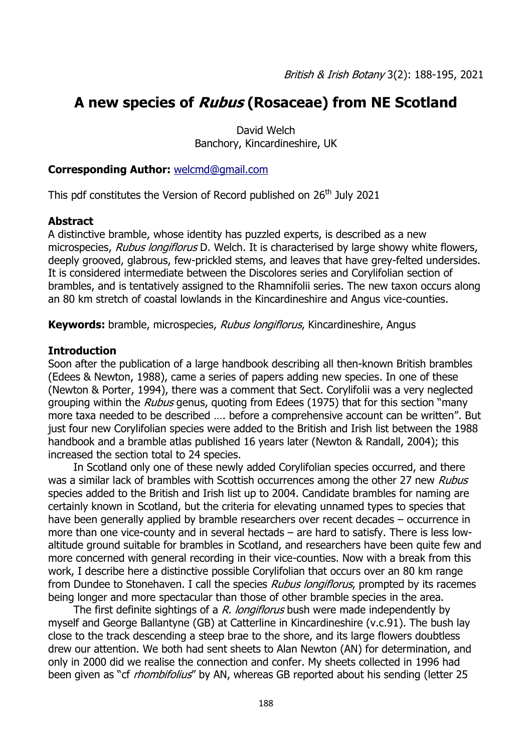# A new species of *Rubus* (Rosaceae) from NE Scotland

David Welch
Banchory, Kincardineshire, UK

**Corresponding Author:** welcmd@gmail.com

This pdf constitutes the Version of Record published on 26th July 2021

## Abstract

A distinctive bramble, whose identity has puzzled experts, is described as a new microspecies, *Rubus longiflorus* D. Welch. It is characterised by large showy white flowers, deeply grooved, glabrous, few-prickled stems, and leaves that have grey-felted undersides. It is considered intermediate between the Discolores series and Corylifolian section of brambles, and is tentatively assigned to the Rhamnifolii series. The new taxon occurs along an 80 km stretch of coastal lowlands in the Kincardineshire and Angus vice-counties.

**Keywords:** bramble, microspecies, *Rubus longiflorus*, Kincardineshire, Angus

## Introduction

Soon after the publication of a large handbook describing all then-known British brambles (Edees & Newton, 1988), came a series of papers adding new species. In one of these (Newton & Porter, 1994), there was a comment that Sect. Corylifolii was a very neglected grouping within the *Rubus* genus, quoting from Edees (1975) that for this section "many more taxa needed to be described …. before a comprehensive account can be written". But just four new Corylifolian species were added to the British and Irish list between the 1988 handbook and a bramble atlas published 16 years later (Newton & Randall, 2004); this increased the section total to 24 species.

In Scotland only one of these newly added Corylifolian species occurred, and there was a similar lack of brambles with Scottish occurrences among the other 27 new *Rubus* species added to the British and Irish list up to 2004. Candidate brambles for naming are certainly known in Scotland, but the criteria for elevating unnamed types to species that have been generally applied by bramble researchers over recent decades – occurrence in more than one vice-county and in several hectads – are hard to satisfy. There is less low-altitude ground suitable for brambles in Scotland, and researchers have been quite few and more concerned with general recording in their vice-counties. Now with a break from this work, I describe here a distinctive possible Corylifolian that occurs over an 80 km range from Dundee to Stonehaven. I call the species *Rubus longiflorus*, prompted by its racemes being longer and more spectacular than those of other bramble species in the area.

The first definite sightings of a *R. longiflorus* bush were made independently by myself and George Ballantyne (GB) at Catterline in Kincardineshire (v.c.91). The bush lay close to the track descending a steep brae to the shore, and its large flowers doubtless drew our attention. We both had sent sheets to Alan Newton (AN) for determination, and only in 2000 did we realise the connection and confer. My sheets collected in 1996 had been given as "cf *rhombifolius*" by AN, whereas GB reported about his sending (letter 25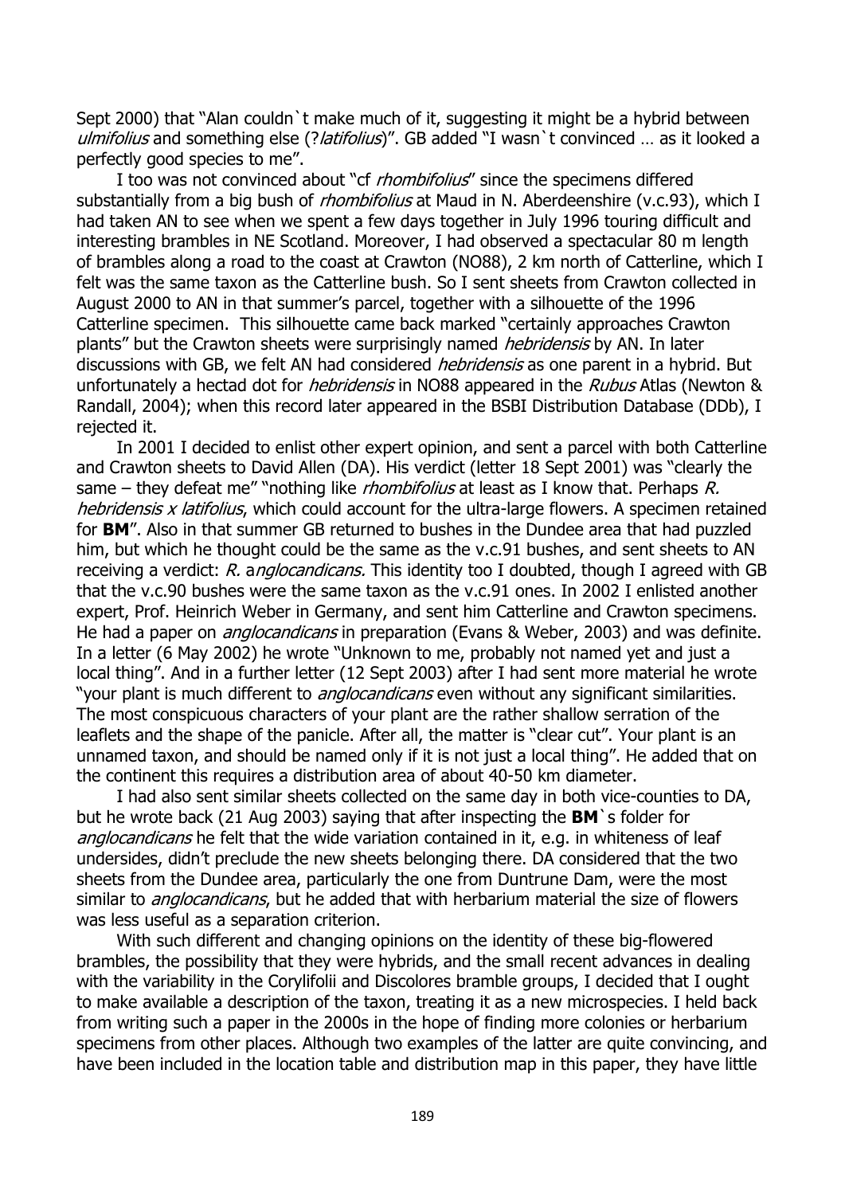Sept 2000) that "Alan couldn`t make much of it, suggesting it might be a hybrid between *ulmifolius* and something else (?*latifolius*)". GB added "I wasn`t convinced … as it looked a perfectly good species to me".

I too was not convinced about "cf *rhombifolius*" since the specimens differed substantially from a big bush of *rhombifolius* at Maud in N. Aberdeenshire (v.c.93), which I had taken AN to see when we spent a few days together in July 1996 touring difficult and interesting brambles in NE Scotland. Moreover, I had observed a spectacular 80 m length of brambles along a road to the coast at Crawton (NO88), 2 km north of Catterline, which I felt was the same taxon as the Catterline bush. So I sent sheets from Crawton collected in August 2000 to AN in that summer's parcel, together with a silhouette of the 1996 Catterline specimen. This silhouette came back marked "certainly approaches Crawton plants" but the Crawton sheets were surprisingly named *hebridensis* by AN. In later discussions with GB, we felt AN had considered *hebridensis* as one parent in a hybrid. But unfortunately a hectad dot for *hebridensis* in NO88 appeared in the *Rubus* Atlas (Newton & Randall, 2004); when this record later appeared in the BSBI Distribution Database (DDb), I rejected it.

In 2001 I decided to enlist other expert opinion, and sent a parcel with both Catterline and Crawton sheets to David Allen (DA). His verdict (letter 18 Sept 2001) was "clearly the same – they defeat me" "nothing like *rhombifolius* at least as I know that. Perhaps *R. hebridensis x latifolius*, which could account for the ultra-large flowers. A specimen retained for **BM**". Also in that summer GB returned to bushes in the Dundee area that had puzzled him, but which he thought could be the same as the v.c.91 bushes, and sent sheets to AN receiving a verdict: *R. anglocandicans.* This identity too I doubted, though I agreed with GB that the v.c.90 bushes were the same taxon as the v.c.91 ones. In 2002 I enlisted another expert, Prof. Heinrich Weber in Germany, and sent him Catterline and Crawton specimens. He had a paper on *anglocandicans* in preparation (Evans & Weber, 2003) and was definite. In a letter (6 May 2002) he wrote "Unknown to me, probably not named yet and just a local thing". And in a further letter (12 Sept 2003) after I had sent more material he wrote "your plant is much different to *anglocandicans* even without any significant similarities. The most conspicuous characters of your plant are the rather shallow serration of the leaflets and the shape of the panicle. After all, the matter is "clear cut". Your plant is an unnamed taxon, and should be named only if it is not just a local thing". He added that on the continent this requires a distribution area of about 40-50 km diameter.

I had also sent similar sheets collected on the same day in both vice-counties to DA, but he wrote back (21 Aug 2003) saying that after inspecting the **BM**`s folder for *anglocandicans* he felt that the wide variation contained in it, e.g. in whiteness of leaf undersides, didn't preclude the new sheets belonging there. DA considered that the two sheets from the Dundee area, particularly the one from Duntrune Dam, were the most similar to *anglocandicans*, but he added that with herbarium material the size of flowers was less useful as a separation criterion.

With such different and changing opinions on the identity of these big-flowered brambles, the possibility that they were hybrids, and the small recent advances in dealing with the variability in the Corylifolii and Discolores bramble groups, I decided that I ought to make available a description of the taxon, treating it as a new microspecies. I held back from writing such a paper in the 2000s in the hope of finding more colonies or herbarium specimens from other places. Although two examples of the latter are quite convincing, and have been included in the location table and distribution map in this paper, they have little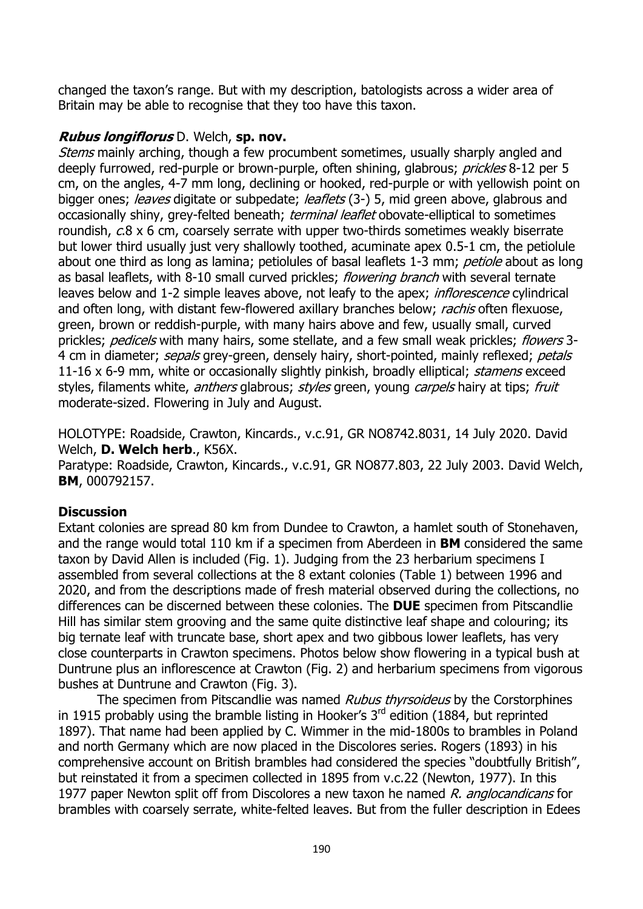changed the taxon's range. But with my description, batologists across a wider area of Britain may be able to recognise that they too have this taxon.

### ***Rubus longiflorus*** **D. Welch, sp. nov.**

*Stems* mainly arching, though a few procumbent sometimes, usually sharply angled and deeply furrowed, red-purple or brown-purple, often shining, glabrous; *prickles* 8-12 per 5 cm, on the angles, 4-7 mm long, declining or hooked, red-purple or with yellowish point on bigger ones; *leaves* digitate or subpedate; *leaflets* (3-) 5, mid green above, glabrous and occasionally shiny, grey-felted beneath; *terminal leaflet* obovate-elliptical to sometimes roundish, *c.*8 x 6 cm, coarsely serrate with upper two-thirds sometimes weakly biserrate but lower third usually just very shallowly toothed, acuminate apex 0.5-1 cm, the petiolule about one third as long as lamina; petiolules of basal leaflets 1-3 mm; *petiole* about as long as basal leaflets, with 8-10 small curved prickles; *flowering branch* with several ternate leaves below and 1-2 simple leaves above, not leafy to the apex; *inflorescence* cylindrical and often long, with distant few-flowered axillary branches below; *rachis* often flexuose, green, brown or reddish-purple, with many hairs above and few, usually small, curved prickles; *pedicels* with many hairs, some stellate, and a few small weak prickles; *flowers* 3-4 cm in diameter; *sepals* grey-green, densely hairy, short-pointed, mainly reflexed; *petals* 11-16 x 6-9 mm, white or occasionally slightly pinkish, broadly elliptical; *stamens* exceed styles, filaments white, *anthers* glabrous; *styles* green, young *carpels* hairy at tips; *fruit* moderate-sized. Flowering in July and August.

HOLOTYPE: Roadside, Crawton, Kincards., v.c.91, GR NO8742.8031, 14 July 2020. David Welch, **D. Welch herb**., K56X.
Paratype: Roadside, Crawton, Kincards., v.c.91, GR NO877.803, 22 July 2003. David Welch, **BM**, 000792157.

### **Discussion**

Extant colonies are spread 80 km from Dundee to Crawton, a hamlet south of Stonehaven, and the range would total 110 km if a specimen from Aberdeen in **BM** considered the same taxon by David Allen is included (Fig. 1). Judging from the 23 herbarium specimens I assembled from several collections at the 8 extant colonies (Table 1) between 1996 and 2020, and from the descriptions made of fresh material observed during the collections, no differences can be discerned between these colonies. The **DUE** specimen from Pitscandlie Hill has similar stem grooving and the same quite distinctive leaf shape and colouring; its big ternate leaf with truncate base, short apex and two gibbous lower leaflets, has very close counterparts in Crawton specimens. Photos below show flowering in a typical bush at Duntrune plus an inflorescence at Crawton (Fig. 2) and herbarium specimens from vigorous bushes at Duntrune and Crawton (Fig. 3).

The specimen from Pitscandlie was named *Rubus thyrsoideus* by the Corstorphines in 1915 probably using the bramble listing in Hooker's 3rd edition (1884, but reprinted 1897). That name had been applied by C. Wimmer in the mid-1800s to brambles in Poland and north Germany which are now placed in the Discolores series. Rogers (1893) in his comprehensive account on British brambles had considered the species "doubtfully British", but reinstated it from a specimen collected in 1895 from v.c.22 (Newton, 1977). In this 1977 paper Newton split off from Discolores a new taxon he named *R. anglocandicans* for brambles with coarsely serrate, white-felted leaves. But from the fuller description in Edees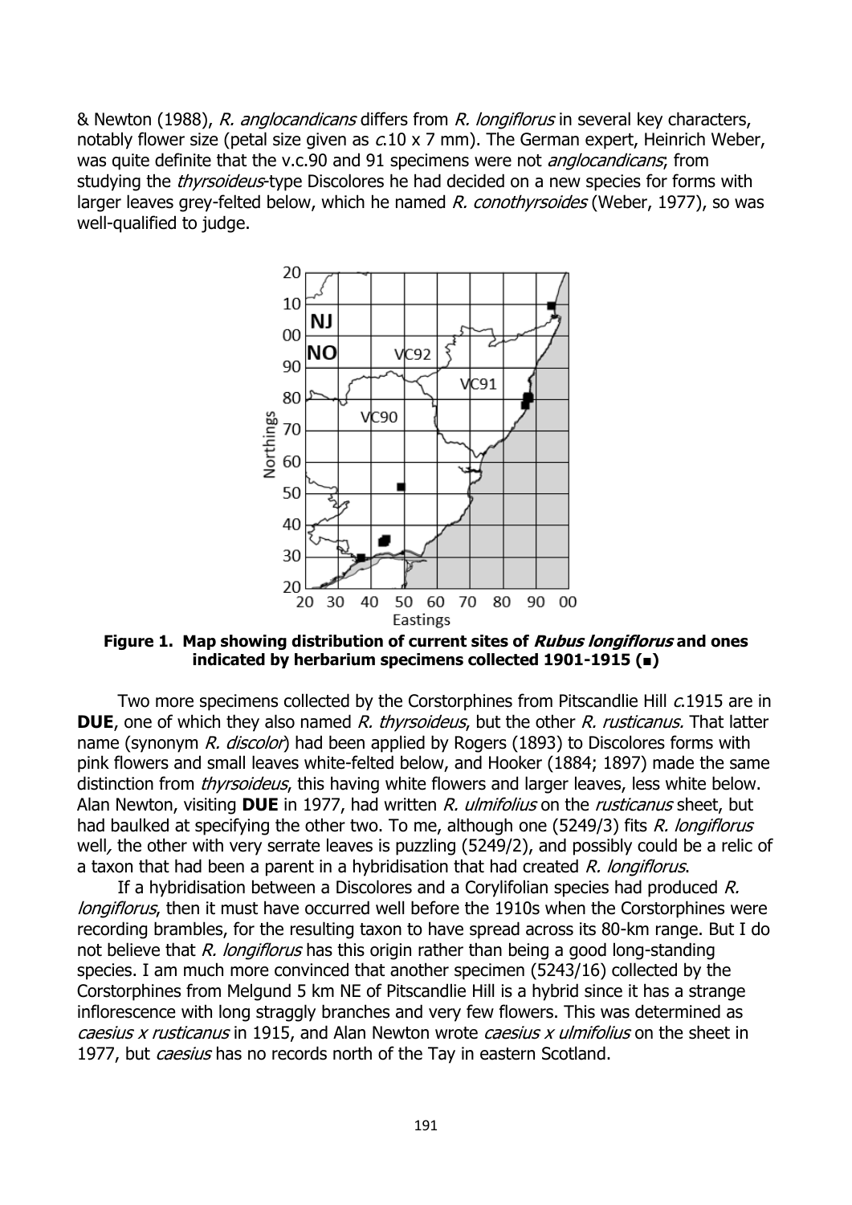& Newton (1988), *R. anglocandicans* differs from *R. longiflorus* in several key characters, notably flower size (petal size given as *c.*10 x 7 mm). The German expert, Heinrich Weber, was quite definite that the v.c.90 and 91 specimens were not *anglocandicans*; from studying the *thyrsoideus*-type Discolores he had decided on a new species for forms with larger leaves grey-felted below, which he named *R. conothyrsoides* (Weber, 1977), so was well-qualified to judge.

**Figure 1. Map showing distribution of current sites of *Rubus longiflorus* and ones indicated by herbarium specimens collected 1901-1915 (■)**

Two more specimens collected by the Corstorphines from Pitscandlie Hill *c.*1915 are in **DUE**, one of which they also named *R. thyrsoideus*, but the other *R. rusticanus*. That latter name (synonym *R. discolor*) had been applied by Rogers (1893) to Discolores forms with pink flowers and small leaves white-felted below, and Hooker (1884; 1897) made the same distinction from *thyrsoideus*, this having white flowers and larger leaves, less white below. Alan Newton, visiting **DUE** in 1977, had written *R. ulmifolius* on the *rusticanus* sheet, but had baulked at specifying the other two. To me, although one (5249/3) fits *R. longiflorus* well, the other with very serrate leaves is puzzling (5249/2), and possibly could be a relic of a taxon that had been a parent in a hybridisation that had created *R. longiflorus*.

If a hybridisation between a Discolores and a Corylifolian species had produced *R. longiflorus*, then it must have occurred well before the 1910s when the Corstorphines were recording brambles, for the resulting taxon to have spread across its 80-km range. But I do not believe that *R. longiflorus* has this origin rather than being a good long-standing species. I am much more convinced that another specimen (5243/16) collected by the Corstorphines from Melgund 5 km NE of Pitscandlie Hill is a hybrid since it has a strange inflorescence with long straggly branches and very few flowers. This was determined as *caesius x rusticanus* in 1915, and Alan Newton wrote *caesius x ulmifolius* on the sheet in 1977, but *caesius* has no records north of the Tay in eastern Scotland.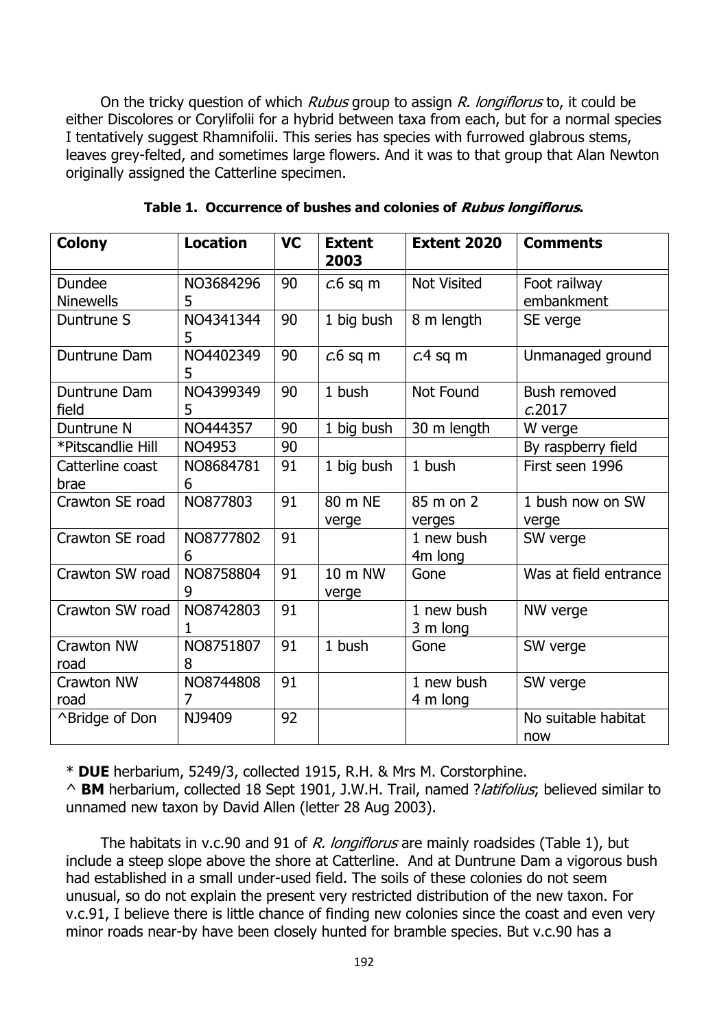On the tricky question of which *Rubus* group to assign *R. longiflorus* to, it could be either Discolores or Corylifolii for a hybrid between taxa from each, but for a normal species I tentatively suggest Rhamnifolii. This series has species with furrowed glabrous stems, leaves grey-felted, and sometimes large flowers. And it was to that group that Alan Newton originally assigned the Catterline specimen.

**Table 1. Occurrence of bushes and colonies of *Rubus longiflorus*.**

| Colony | Location | VC | Extent 2003 | Extent 2020 | Comments |
|---|---|---|---|---|---|
| Dundee Ninewells | NO36842965 | 90 | *c.*6 sq m | Not Visited | Foot railway embankment |
| Duntrune S | NO43413445 | 90 | 1 big bush | 8 m length | SE verge |
| Duntrune Dam | NO44023495 | 90 | *c.*6 sq m | *c.*4 sq m | Unmanaged ground |
| Duntrune Dam field | NO43993495 | 90 | 1 bush | Not Found | Bush removed *c.*2017 |
| Duntrune N | NO444357 | 90 | 1 big bush | 30 m length | W verge |
| *Pitscandlie Hill | NO4953 | 90 | | | By raspberry field |
| Catterline coast brae | NO86847816 | 91 | 1 big bush | 1 bush | First seen 1996 |
| Crawton SE road | NO877803 | 91 | 80 m NE verge | 85 m on 2 verges | 1 bush now on SW verge |
| Crawton SE road | NO87778026 | 91 | | 1 new bush 4m long | SW verge |
| Crawton SW road | NO87588049 | 91 | 10 m NW verge | Gone | Was at field entrance |
| Crawton SW road | NO87428031 | 91 | | 1 new bush 3 m long | NW verge |
| Crawton NW road | NO87518078 | 91 | 1 bush | Gone | SW verge |
| Crawton NW road | NO87448087 | 91 | | 1 new bush 4 m long | SW verge |
| ^Bridge of Don | NJ9409 | 92 | | | No suitable habitat now |

* **DUE** herbarium, 5249/3, collected 1915, R.H. & Mrs M. Corstorphine.

^ **BM** herbarium, collected 18 Sept 1901, J.W.H. Trail, named ?*latifolius*; believed similar to unnamed new taxon by David Allen (letter 28 Aug 2003).

The habitats in v.c.90 and 91 of *R. longiflorus* are mainly roadsides (Table 1), but include a steep slope above the shore at Catterline. And at Duntrune Dam a vigorous bush had established in a small under-used field. The soils of these colonies do not seem unusual, so do not explain the present very restricted distribution of the new taxon. For v.c.91, I believe there is little chance of finding new colonies since the coast and even very minor roads near-by have been closely hunted for bramble species. But v.c.90 has a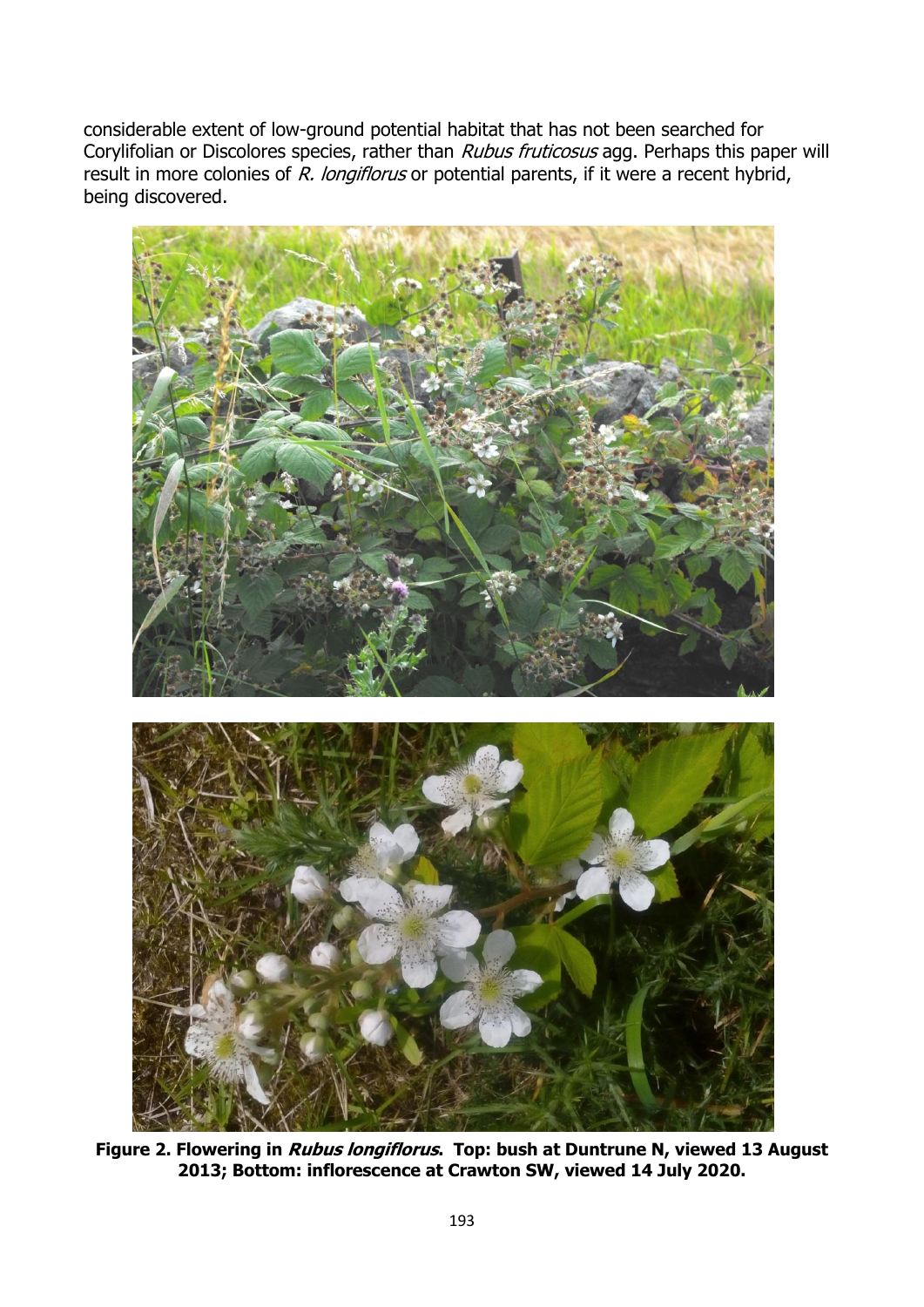considerable extent of low-ground potential habitat that has not been searched for Corylifolian or Discolores species, rather than *Rubus fruticosus* agg. Perhaps this paper will result in more colonies of *R. longiflorus* or potential parents, if it were a recent hybrid, being discovered.

**Figure 2. Flowering in *Rubus longiflorus*. Top: bush at Duntrune N, viewed 13 August 2013; Bottom: inflorescence at Crawton SW, viewed 14 July 2020.**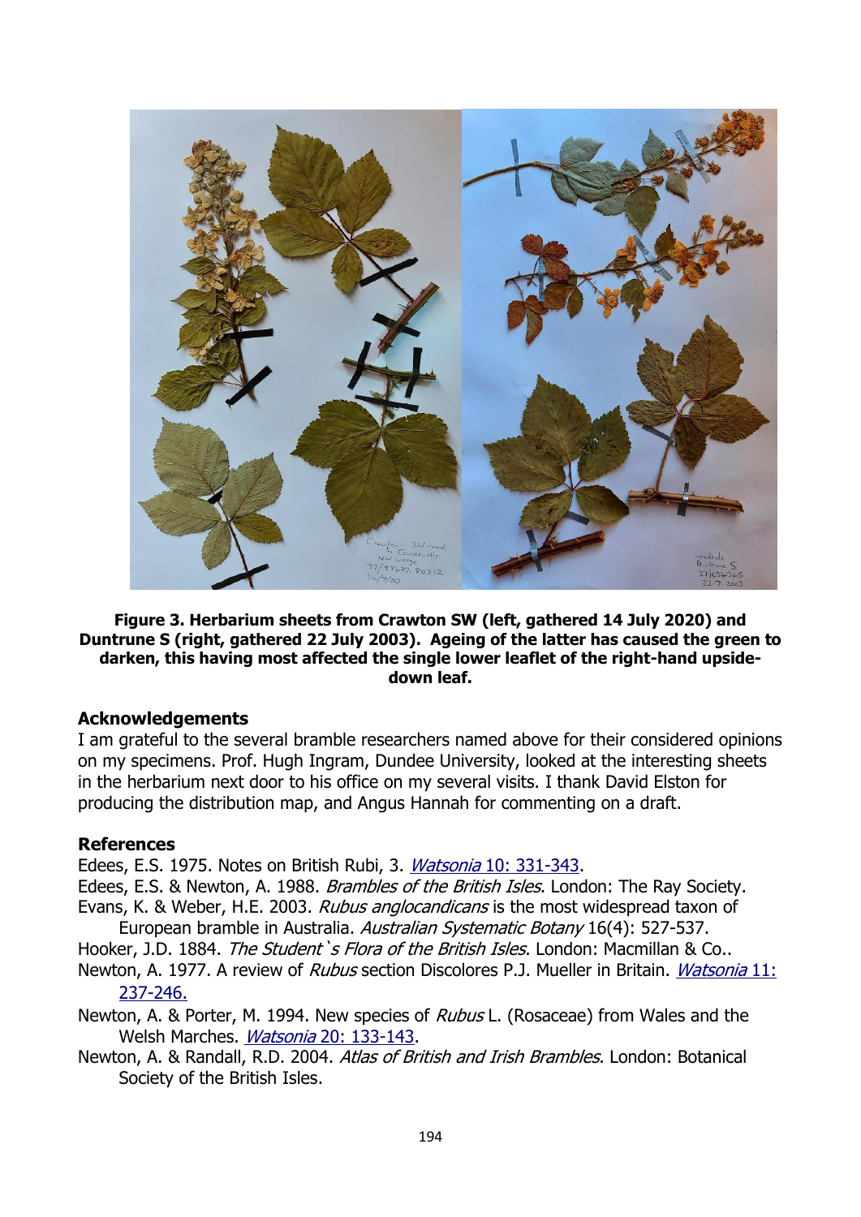**Figure 3. Herbarium sheets from Crawton SW (left, gathered 14 July 2020) and Duntrune S (right, gathered 22 July 2003). Ageing of the latter has caused the green to darken, this having most affected the single lower leaflet of the right-hand upside-down leaf.**

## Acknowledgements

I am grateful to the several bramble researchers named above for their considered opinions on my specimens. Prof. Hugh Ingram, Dundee University, looked at the interesting sheets in the herbarium next door to his office on my several visits. I thank David Elston for producing the distribution map, and Angus Hannah for commenting on a draft.

## References

Edees, E.S. 1975. Notes on British Rubi, 3. *Watsonia* 10: 331-343.

Edees, E.S. & Newton, A. 1988. *Brambles of the British Isles*. London: The Ray Society.

Evans, K. & Weber, H.E. 2003. *Rubus anglocandicans* is the most widespread taxon of European bramble in Australia. *Australian Systematic Botany* 16(4): 527-537.

Hooker, J.D. 1884. *The Student's Flora of the British Isles*. London: Macmillan & Co..

Newton, A. 1977. A review of *Rubus* section Discolores P.J. Mueller in Britain. *Watsonia* 11: 237-246.

Newton, A. & Porter, M. 1994. New species of *Rubus* L. (Rosaceae) from Wales and the Welsh Marches. *Watsonia* 20: 133-143.

Newton, A. & Randall, R.D. 2004. *Atlas of British and Irish Brambles*. London: Botanical Society of the British Isles.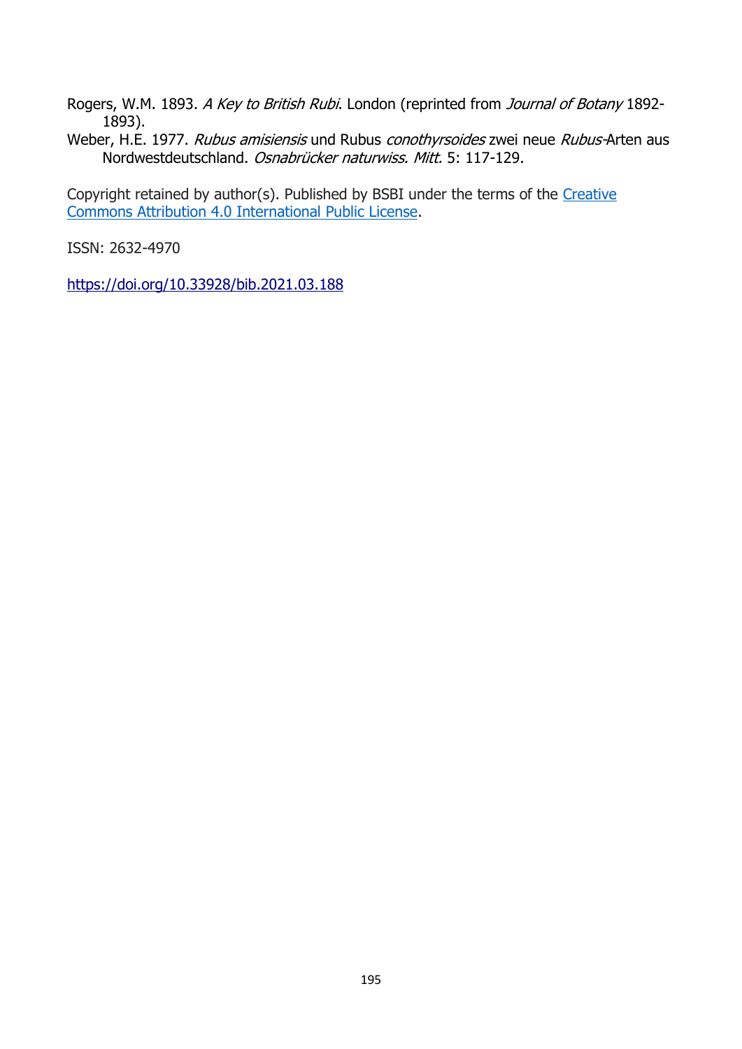Rogers, W.M. 1893. *A Key to British Rubi*. London (reprinted from *Journal of Botany* 1892-1893).

Weber, H.E. 1977. *Rubus amisiensis* und Rubus *conothyrsoides* zwei neue *Rubus*-Arten aus Nordwestdeutschland. *Osnabrücker naturwiss. Mitt.* 5: 117-129.

Copyright retained by author(s). Published by BSBI under the terms of the [Creative Commons Attribution 4.0 International Public License](https://creativecommons.org/licenses/by/4.0/).

ISSN: 2632-4970

[https://doi.org/10.33928/bib.2021.03.188](https://doi.org/10.33928/bib.2021.03.188)